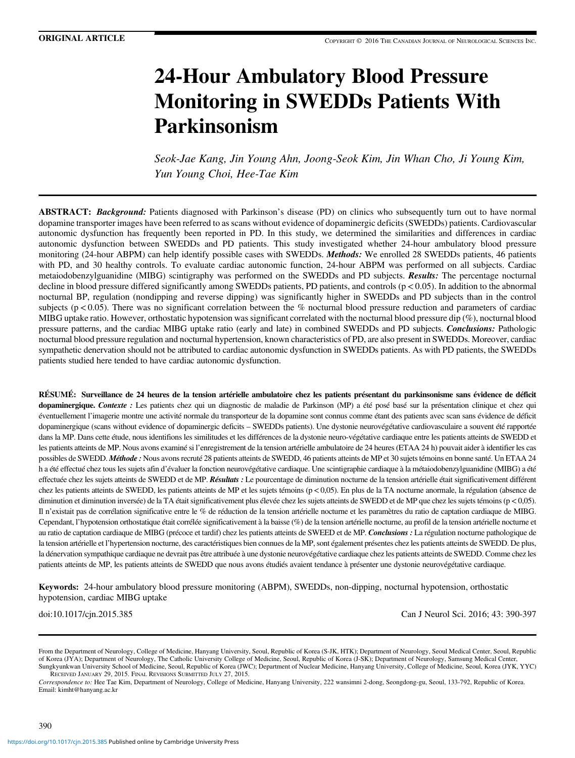ORIGINAL ARTICLE

# 24-Hour Ambulatory Blood Pressure Monitoring in SWEDDs Patients With Parkinsonism

*Seok-Jae Kang, Jin Young Ahn, Joong-Seok Kim, Jin Whan Cho, Ji Young Kim, Yun Young Choi, Hee-Tae Kim*

**ABSTRACT:** ***Background:*** Patients diagnosed with Parkinson's disease (PD) on clinics who subsequently turn out to have normal dopamine transporter images have been referred to as scans without evidence of dopaminergic deficits (SWEDDs) patients. Cardiovascular autonomic dysfunction has frequently been reported in PD. In this study, we determined the similarities and differences in cardiac autonomic dysfunction between SWEDDs and PD patients. This study investigated whether 24-hour ambulatory blood pressure monitoring (24-hour ABPM) can help identify possible cases with SWEDDs. ***Methods:*** We enrolled 28 SWEDDs patients, 46 patients with PD, and 30 healthy controls. To evaluate cardiac autonomic function, 24-hour ABPM was performed on all subjects. Cardiac metaiodobenzylguanidine (MIBG) scintigraphy was performed on the SWEDDs and PD subjects. ***Results:*** The percentage nocturnal decline in blood pressure differed significantly among SWEDDs patients, PD patients, and controls ($p < 0.05$). In addition to the abnormal nocturnal BP, regulation (nondipping and reverse dipping) was significantly higher in SWEDDs and PD subjects than in the control subjects ($p < 0.05$). There was no significant correlation between the % nocturnal blood pressure reduction and parameters of cardiac MIBG uptake ratio. However, orthostatic hypotension was significant correlated with the nocturnal blood pressure dip (%), nocturnal blood pressure patterns, and the cardiac MIBG uptake ratio (early and late) in combined SWEDDs and PD subjects. ***Conclusions:*** Pathologic nocturnal blood pressure regulation and nocturnal hypertension, known characteristics of PD, are also present in SWEDDs. Moreover, cardiac sympathetic denervation should not be attributed to cardiac autonomic dysfunction in SWEDDs patients. As with PD patients, the SWEDDs patients studied here tended to have cardiac autonomic dysfunction.

**RÉSUMÉ: Surveillance de 24 heures de la tension artérielle ambulatoire chez les patients présentant du parkinsonisme sans évidence de déficit dopaminergique.** ***Contexte :*** Les patients chez qui un diagnostic de maladie de Parkinson (MP) a été posé basé sur la présentation clinique et chez qui éventuellement l'imagerie montre une activité normale du transporteur de la dopamine sont connus comme étant des patients avec scan sans évidence de déficit dopaminergique (scans without evidence of dopaminergic deficits – SWEDDs patients). Une dystonie neurovégétative cardiovasculaire a souvent été rapportée dans la MP. Dans cette étude, nous identifions les similitudes et les différences de la dystonie neuro-végétative cardiaque entre les patients atteints de SWEDD et les patients atteints de MP. Nous avons examiné si l'enregistrement de la tension artérielle ambulatoire de 24 heures (ETAA 24 h) pouvait aider à identifier les cas possibles de SWEDD. ***Méthode :*** Nous avons recruté 28 patients atteints de SWEDD, 46 patients atteints de MP et 30 sujets témoins en bonne santé. Un ETAA 24 h a été effectué chez tous les sujets afin d'évaluer la fonction neurovégétative cardiaque. Une scintigraphie cardiaque à la métaiodobenzylguanidine (MIBG) a été effectuée chez les sujets atteints de SWEDD et de MP. ***Résultats :*** Le pourcentage de diminution nocturne de la tension artérielle était significativement différent chez les patients atteints de SWEDD, les patients atteints de MP et les sujets témoins ($p < 0,05$). En plus de la TA nocturne anormale, la régulation (absence de diminution et diminution inversée) de la TA était significativement plus élevée chez les sujets atteints de SWEDD et de MP que chez les sujets témoins ($p < 0,05$). Il n'existait pas de corrélation significative entre le % de réduction de la tension artérielle nocturne et les paramètres du ratio de captation cardiaque de MIBG. Cependant, l'hypotension orthostatique était corrélée significativement à la baisse (%) de la tension artérielle nocturne, au profil de la tension artérielle nocturne et au ratio de captation cardiaque de MIBG (précoce et tardif) chez les patients atteints de SWEED et de MP. ***Conclusions :*** La régulation nocturne pathologique de la tension artérielle et l'hypertension nocturne, des caractéristiques bien connues de la MP, sont également présentes chez les patients atteints de SWEDD. De plus, la dénervation sympathique cardiaque ne devrait pas être attribuée à une dystonie neurovégétative cardiaque chez les patients atteints de SWEDD. Comme chez les patients atteints de MP, les patients atteints de SWEDD que nous avons étudiés avaient tendance à présenter une dystonie neurovégétative cardiaque.

**Keywords:** 24-hour ambulatory blood pressure monitoring (ABPM), SWEDDs, non-dipping, nocturnal hypotension, orthostatic hypotension, cardiac MIBG uptake

doi:10.1017/cjn.2015.385

From the Department of Neurology, College of Medicine, Hanyang University, Seoul, Republic of Korea (S-JK, HTK); Department of Neurology, Seoul Medical Center, Seoul, Republic of Korea (JYA); Department of Neurology, The Catholic University College of Medicine, Seoul, Republic of Korea (J-SK); Department of Neurology, Samsung Medical Center, Sungkyunkwan University School of Medicine, Seoul, Republic of Korea (JWC); Department of Nuclear Medicine, Hanyang University, College of Medicine, Seoul, Korea (JYK, YYC)

Received January 29, 2015. Final Revisions Submitted July 27, 2015.

*Correspondence to:* Hee Tae Kim, Department of Neurology, College of Medicine, Hanyang University, 222 wansimni 2-dong, Seongdong-gu, Seoul, 133-792, Republic of Korea. Email: kimht@hanyang.ac.kr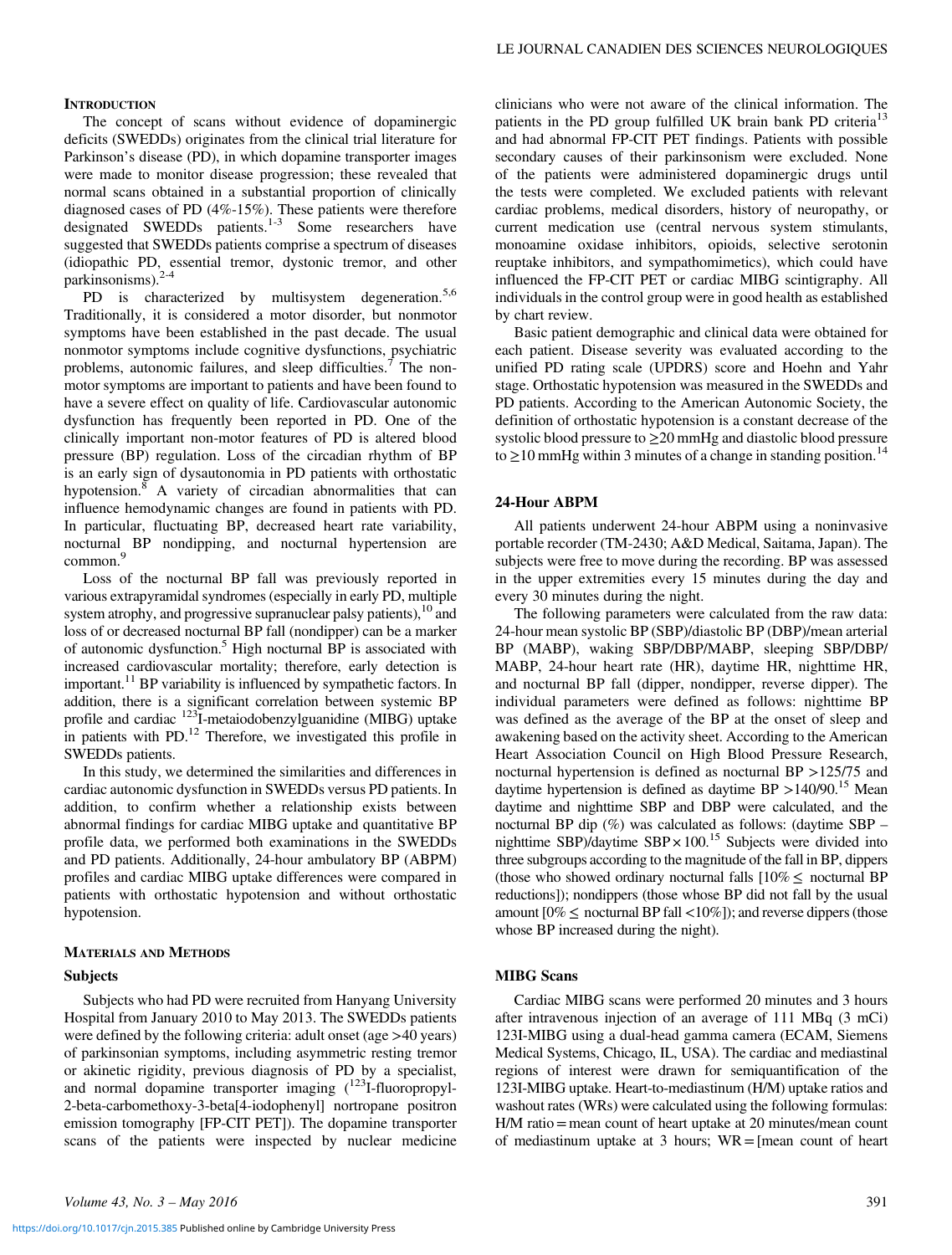## Introduction

The concept of scans without evidence of dopaminergic deficits (SWEDDs) originates from the clinical trial literature for Parkinson's disease (PD), in which dopamine transporter images were made to monitor disease progression; these revealed that normal scans obtained in a substantial proportion of clinically diagnosed cases of PD (4%-15%). These patients were therefore designated SWEDDs patients.[1-3] Some researchers have suggested that SWEDDs patients comprise a spectrum of diseases (idiopathic PD, essential tremor, dystonic tremor, and other parkinsonisms).[2-4]

PD is characterized by multisystem degeneration.[5,6] Traditionally, it is considered a motor disorder, but nonmotor symptoms have been established in the past decade. The usual nonmotor symptoms include cognitive dysfunctions, psychiatric problems, autonomic failures, and sleep difficulties.[7] The non-motor symptoms are important to patients and have been found to have a severe effect on quality of life. Cardiovascular autonomic dysfunction has frequently been reported in PD. One of the clinically important non-motor features of PD is altered blood pressure (BP) regulation. Loss of the circadian rhythm of BP is an early sign of dysautonomia in PD patients with orthostatic hypotension.[8] A variety of circadian abnormalities that can influence hemodynamic changes are found in patients with PD. In particular, fluctuating BP, decreased heart rate variability, nocturnal BP nondipping, and nocturnal hypertension are common.[9]

Loss of the nocturnal BP fall was previously reported in various extrapyramidal syndromes (especially in early PD, multiple system atrophy, and progressive supranuclear palsy patients),[10] and loss of or decreased nocturnal BP fall (nondipper) can be a marker of autonomic dysfunction.[5] High nocturnal BP is associated with increased cardiovascular mortality; therefore, early detection is important.[11] BP variability is influenced by sympathetic factors. In addition, there is a significant correlation between systemic BP profile and cardiac $^{123}$I-metaiodobenzylguanidine (MIBG) uptake in patients with PD.[12] Therefore, we investigated this profile in SWEDDs patients.

In this study, we determined the similarities and differences in cardiac autonomic dysfunction in SWEDDs versus PD patients. In addition, to confirm whether a relationship exists between abnormal findings for cardiac MIBG uptake and quantitative BP profile data, we performed both examinations in the SWEDDs and PD patients. Additionally, 24-hour ambulatory BP (ABPM) profiles and cardiac MIBG uptake differences were compared in patients with orthostatic hypotension and without orthostatic hypotension.

## Materials and Methods

### Subjects

Subjects who had PD were recruited from Hanyang University Hospital from January 2010 to May 2013. The SWEDDs patients were defined by the following criteria: adult onset (age >40 years) of parkinsonian symptoms, including asymmetric resting tremor or akinetic rigidity, previous diagnosis of PD by a specialist, and normal dopamine transporter imaging ($^{123}$I-fluoropropyl-2-beta-carbomethoxy-3-beta[4-iodophenyl] nortropane positron emission tomography [FP-CIT PET]). The dopamine transporter scans of the patients were inspected by nuclear medicine clinicians who were not aware of the clinical information. The patients in the PD group fulfilled UK brain bank PD criteria[13] and had abnormal FP-CIT PET findings. Patients with possible secondary causes of their parkinsonism were excluded. None of the patients were administered dopaminergic drugs until the tests were completed. We excluded patients with relevant cardiac problems, medical disorders, history of neuropathy, or current medication use (central nervous system stimulants, monoamine oxidase inhibitors, opioids, selective serotonin reuptake inhibitors, and sympathomimetics), which could have influenced the FP-CIT PET or cardiac MIBG scintigraphy. All individuals in the control group were in good health as established by chart review.

Basic patient demographic and clinical data were obtained for each patient. Disease severity was evaluated according to the unified PD rating scale (UPDRS) score and Hoehn and Yahr stage. Orthostatic hypotension was measured in the SWEDDs and PD patients. According to the American Autonomic Society, the definition of orthostatic hypotension is a constant decrease of the systolic blood pressure to ≥20 mmHg and diastolic blood pressure to ≥10 mmHg within 3 minutes of a change in standing position.[14]

### 24-Hour ABPM

All patients underwent 24-hour ABPM using a noninvasive portable recorder (TM-2430; A&D Medical, Saitama, Japan). The subjects were free to move during the recording. BP was assessed in the upper extremities every 15 minutes during the day and every 30 minutes during the night.

The following parameters were calculated from the raw data: 24-hour mean systolic BP (SBP)/diastolic BP (DBP)/mean arterial BP (MABP), waking SBP/DBP/MABP, sleeping SBP/DBP/MABP, 24-hour heart rate (HR), daytime HR, nighttime HR, and nocturnal BP fall (dipper, nondipper, reverse dipper). The individual parameters were defined as follows: nighttime BP was defined as the average of the BP at the onset of sleep and awakening based on the activity sheet. According to the American Heart Association Council on High Blood Pressure Research, nocturnal hypertension is defined as nocturnal BP >125/75 and daytime hypertension is defined as daytime BP >140/90.[15] Mean daytime and nighttime SBP and DBP were calculated, and the nocturnal BP dip (%) was calculated as follows: (daytime SBP – nighttime SBP)/daytime SBP × 100.[15] Subjects were divided into three subgroups according to the magnitude of the fall in BP, dippers (those who showed ordinary nocturnal falls [10% ≤ nocturnal BP reductions]); nondippers (those whose BP did not fall by the usual amount [0% ≤ nocturnal BP fall <10%]); and reverse dippers (those whose BP increased during the night).

### MIBG Scans

Cardiac MIBG scans were performed 20 minutes and 3 hours after intravenous injection of an average of 111 MBq (3 mCi) 123I-MIBG using a dual-head gamma camera (ECAM, Siemens Medical Systems, Chicago, IL, USA). The cardiac and mediastinal regions of interest were drawn for semiquantification of the 123I-MIBG uptake. Heart-to-mediastinum (H/M) uptake ratios and washout rates (WRs) were calculated using the following formulas: H/M ratio = mean count of heart uptake at 20 minutes/mean count of mediastinum uptake at 3 hours; WR = [mean count of heart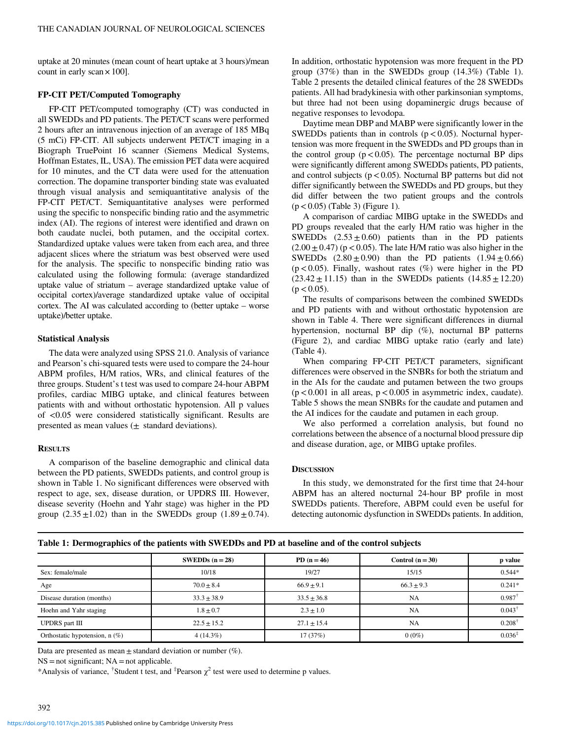uptake at 20 minutes (mean count of heart uptake at 3 hours)/mean count in early scan × 100].

### FP-CIT PET/Computed Tomography

FP-CIT PET/computed tomography (CT) was conducted in all SWEDDs and PD patients. The PET/CT scans were performed 2 hours after an intravenous injection of an average of 185 MBq (5 mCi) FP-CIT. All subjects underwent PET/CT imaging in a Biograph TruePoint 16 scanner (Siemens Medical Systems, Hoffman Estates, IL, USA). The emission PET data were acquired for 10 minutes, and the CT data were used for the attenuation correction. The dopamine transporter binding state was evaluated through visual analysis and semiquantitative analysis of the FP-CIT PET/CT. Semiquantitative analyses were performed using the specific to nonspecific binding ratio and the asymmetric index (AI). The regions of interest were identified and drawn on both caudate nuclei, both putamen, and the occipital cortex. Standardized uptake values were taken from each area, and three adjacent slices where the striatum was best observed were used for the analysis. The specific to nonspecific binding ratio was calculated using the following formula: (average standardized uptake value of striatum – average standardized uptake value of occipital cortex)/average standardized uptake value of occipital cortex. The AI was calculated according to (better uptake – worse uptake)/better uptake.

### Statistical Analysis

The data were analyzed using SPSS 21.0. Analysis of variance and Pearson's chi-squared tests were used to compare the 24-hour ABPM profiles, H/M ratios, WRs, and clinical features of the three groups. Student's t test was used to compare 24-hour ABPM profiles, cardiac MIBG uptake, and clinical features between patients with and without orthostatic hypotension. All p values of <0.05 were considered statistically significant. Results are presented as mean values (± standard deviations).

## Results

A comparison of the baseline demographic and clinical data between the PD patients, SWEDDs patients, and control group is shown in Table 1. No significant differences were observed with respect to age, sex, disease duration, or UPDRS III. However, disease severity (Hoehn and Yahr stage) was higher in the PD group (2.35 ± 1.02) than in the SWEDDs group (1.89 ± 0.74). In addition, orthostatic hypotension was more frequent in the PD group (37%) than in the SWEDDs group (14.3%) (Table 1). Table 2 presents the detailed clinical features of the 28 SWEDDs patients. All had bradykinesia with other parkinsonian symptoms, but three had not been using dopaminergic drugs because of negative responses to levodopa.

Daytime mean DBP and MABP were significantly lower in the SWEDDs patients than in controls ($p < 0.05$). Nocturnal hypertension was more frequent in the SWEDDs and PD groups than in the control group ($p < 0.05$). The percentage nocturnal BP dips were significantly different among SWEDDs patients, PD patients, and control subjects ($p < 0.05$). Nocturnal BP patterns but did not differ significantly between the SWEDDs and PD groups, but they did differ between the two patient groups and the controls ($p < 0.05$) (Table 3) (Figure 1).

A comparison of cardiac MIBG uptake in the SWEDDs and PD groups revealed that the early H/M ratio was higher in the SWEDDs (2.53 ± 0.60) patients than in the PD patients (2.00 ± 0.47) ($p < 0.05$). The late H/M ratio was also higher in the SWEDDs (2.80 ± 0.90) than the PD patients (1.94 ± 0.66) ($p < 0.05$). Finally, washout rates (%) were higher in the PD (23.42 ± 11.15) than in the SWEDDs patients (14.85 ± 12.20) ($p < 0.05$).

The results of comparisons between the combined SWEDDs and PD patients with and without orthostatic hypotension are shown in Table 4. There were significant differences in diurnal hypertension, nocturnal BP dip (%), nocturnal BP patterns (Figure 2), and cardiac MIBG uptake ratio (early and late) (Table 4).

When comparing FP-CIT PET/CT parameters, significant differences were observed in the SNBRs for both the striatum and in the AIs for the caudate and putamen between the two groups ($p < 0.001$ in all areas, $p < 0.005$ in asymmetric index, caudate). Table 5 shows the mean SNBRs for the caudate and putamen and the AI indices for the caudate and putamen in each group.

We also performed a correlation analysis, but found no correlations between the absence of a nocturnal blood pressure dip and disease duration, age, or MIBG uptake profiles.

## Discussion

In this study, we demonstrated for the first time that 24-hour ABPM has an altered nocturnal 24-hour BP profile in most SWEDDs patients. Therefore, ABPM could even be useful for detecting autonomic dysfunction in SWEDDs patients. In addition,

**Table 1: Dermographics of the patients with SWEDDs and PD at baseline and of the control subjects**

| | SWEDDs (n = 28) | PD (n = 46) | Control (n = 30) | p value |
|---|---|---|---|---|
| Sex: female/male | 10/18 | 19/27 | 15/15 | 0.544* |
| Age | 70.0 ± 8.4 | 66.9 ± 9.1 | 66.3 ± 9.3 | 0.241* |
| Disease duration (months) | 33.3 ± 38.9 | 33.5 ± 36.8 | NA | 0.987[†] |
| Hoehn and Yahr staging | 1.8 ± 0.7 | 2.3 ± 1.0 | NA | 0.043[†] |
| UPDRS part III | 22.5 ± 15.2 | 27.1 ± 15.4 | NA | 0.208[†] |
| Orthostatic hypotension, n (%) | 4 (14.3%) | 17 (37%) | 0 (0%) | 0.036[‡] |

Data are presented as mean ± standard deviation or number (%).

NS = not significant; NA = not applicable.

*Analysis of variance, [†]Student t test, and [‡]Pearson $\chi^2$ test were used to determine p values.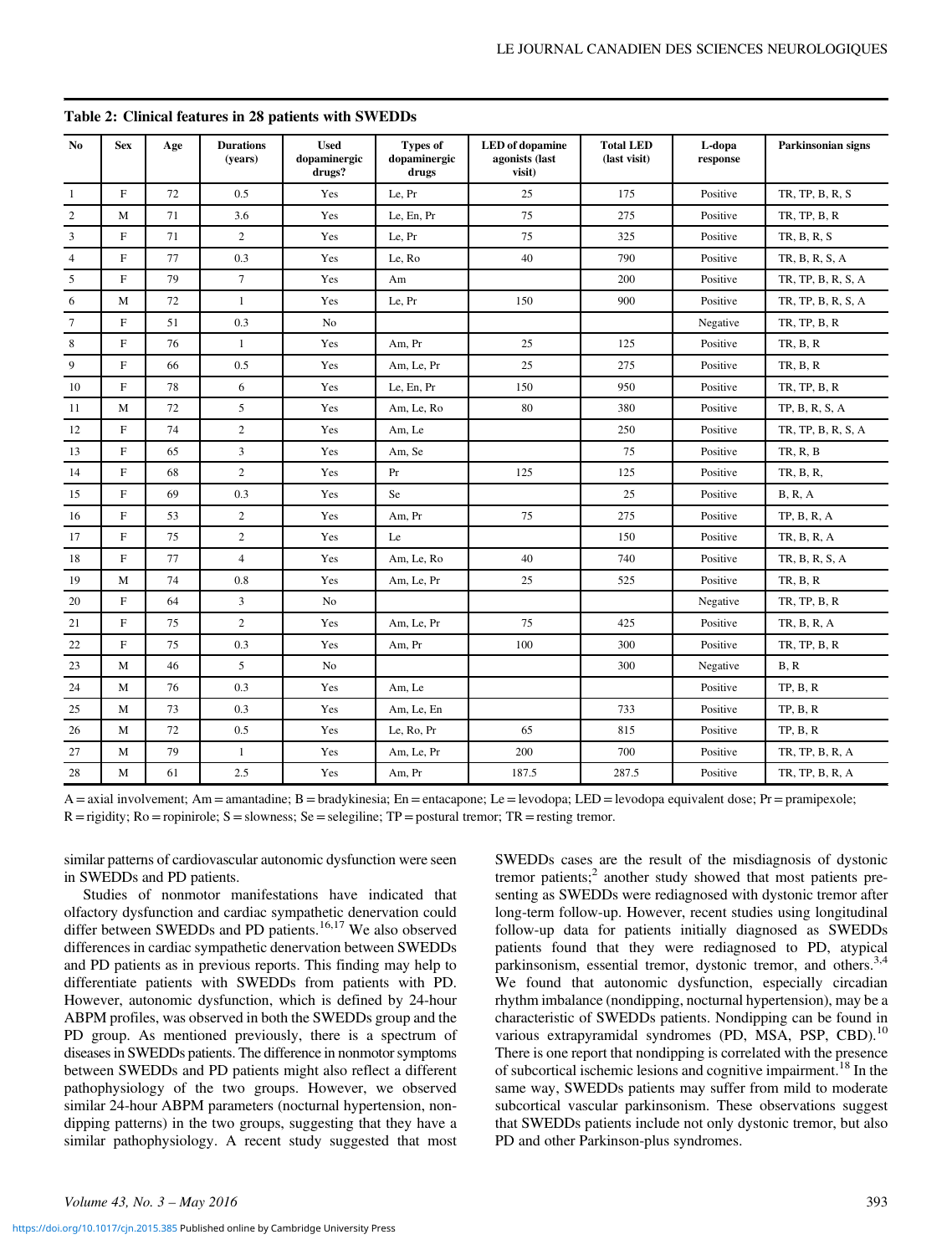**Table 2: Clinical features in 28 patients with SWEDDs**

| No | Sex | Age | Durations (years) | Used dopaminergic drugs? | Types of dopaminergic drugs | LED of dopamine agonists (last visit) | Total LED (last visit) | L-dopa response | Parkinsonian signs |
|---|---|---|---|---|---|---|---|---|---|
| 1 | F | 72 | 0.5 | Yes | Le, Pr | 25 | 175 | Positive | TR, TP, B, R, S |
| 2 | M | 71 | 3.6 | Yes | Le, En, Pr | 75 | 275 | Positive | TR, TP, B, R |
| 3 | F | 71 | 2 | Yes | Le, Pr | 75 | 325 | Positive | TR, B, R, S |
| 4 | F | 77 | 0.3 | Yes | Le, Ro | 40 | 790 | Positive | TR, B, R, S, A |
| 5 | F | 79 | 7 | Yes | Am | | 200 | Positive | TR, TP, B, R, S, A |
| 6 | M | 72 | 1 | Yes | Le, Pr | 150 | 900 | Positive | TR, TP, B, R, S, A |
| 7 | F | 51 | 0.3 | No | | | | Negative | TR, TP, B, R |
| 8 | F | 76 | 1 | Yes | Am, Pr | 25 | 125 | Positive | TR, B, R |
| 9 | F | 66 | 0.5 | Yes | Am, Le, Pr | 25 | 275 | Positive | TR, B, R |
| 10 | F | 78 | 6 | Yes | Le, En, Pr | 150 | 950 | Positive | TR, TP, B, R |
| 11 | M | 72 | 5 | Yes | Am, Le, Ro | 80 | 380 | Positive | TP, B, R, S, A |
| 12 | F | 74 | 2 | Yes | Am, Le | | 250 | Positive | TR, TP, B, R, S, A |
| 13 | F | 65 | 3 | Yes | Am, Se | | 75 | Positive | TR, R, B |
| 14 | F | 68 | 2 | Yes | Pr | 125 | 125 | Positive | TR, B, R, |
| 15 | F | 69 | 0.3 | Yes | Se | | 25 | Positive | B, R, A |
| 16 | F | 53 | 2 | Yes | Am, Pr | 75 | 275 | Positive | TP, B, R, A |
| 17 | F | 75 | 2 | Yes | Le | | 150 | Positive | TR, B, R, A |
| 18 | F | 77 | 4 | Yes | Am, Le, Ro | 40 | 740 | Positive | TR, B, R, S, A |
| 19 | M | 74 | 0.8 | Yes | Am, Le, Pr | 25 | 525 | Positive | TR, B, R |
| 20 | F | 64 | 3 | No | | | | Negative | TR, TP, B, R |
| 21 | F | 75 | 2 | Yes | Am, Le, Pr | 75 | 425 | Positive | TR, B, R, A |
| 22 | F | 75 | 0.3 | Yes | Am, Pr | 100 | 300 | Positive | TR, TP, B, R |
| 23 | M | 46 | 5 | No | | | 300 | Negative | B, R |
| 24 | M | 76 | 0.3 | Yes | Am, Le | | | Positive | TP, B, R |
| 25 | M | 73 | 0.3 | Yes | Am, Le, En | | 733 | Positive | TP, B, R |
| 26 | M | 72 | 0.5 | Yes | Le, Ro, Pr | 65 | 815 | Positive | TP, B, R |
| 27 | M | 79 | 1 | Yes | Am, Le, Pr | 200 | 700 | Positive | TR, TP, B, R, A |
| 28 | M | 61 | 2.5 | Yes | Am, Pr | 187.5 | 287.5 | Positive | TR, TP, B, R, A |

A = axial involvement; Am = amantadine; B = bradykinesia; En = entacapone; Le = levodopa; LED = levodopa equivalent dose; Pr = pramipexole; R = rigidity; Ro = ropinirole; S = slowness; Se = selegiline; TP = postural tremor; TR = resting tremor.

similar patterns of cardiovascular autonomic dysfunction were seen in SWEDDs and PD patients.

Studies of nonmotor manifestations have indicated that olfactory dysfunction and cardiac sympathetic denervation could differ between SWEDDs and PD patients.[16,17] We also observed differences in cardiac sympathetic denervation between SWEDDs and PD patients as in previous reports. This finding may help to differentiate patients with SWEDDs from patients with PD. However, autonomic dysfunction, which is defined by 24-hour ABPM profiles, was observed in both the SWEDDs group and the PD group. As mentioned previously, there is a spectrum of diseases in SWEDDs patients. The difference in nonmotor symptoms between SWEDDs and PD patients might also reflect a different pathophysiology of the two groups. However, we observed similar 24-hour ABPM parameters (nocturnal hypertension, nondipping patterns) in the two groups, suggesting that they have a similar pathophysiology. A recent study suggested that most SWEDDs cases are the result of the misdiagnosis of dystonic tremor patients;[2] another study showed that most patients presenting as SWEDDs were rediagnosed with dystonic tremor after long-term follow-up. However, recent studies using longitudinal follow-up data for patients initially diagnosed as SWEDDs patients found that they were rediagnosed to PD, atypical parkinsonism, essential tremor, dystonic tremor, and others.[3,4] We found that autonomic dysfunction, especially circadian rhythm imbalance (nondipping, nocturnal hypertension), may be a characteristic of SWEDDs patients. Nondipping can be found in various extrapyramidal syndromes (PD, MSA, PSP, CBD).[10] There is one report that nondipping is correlated with the presence of subcortical ischemic lesions and cognitive impairment.[18] In the same way, SWEDDs patients may suffer from mild to moderate subcortical vascular parkinsonism. These observations suggest that SWEDDs patients include not only dystonic tremor, but also PD and other Parkinson-plus syndromes.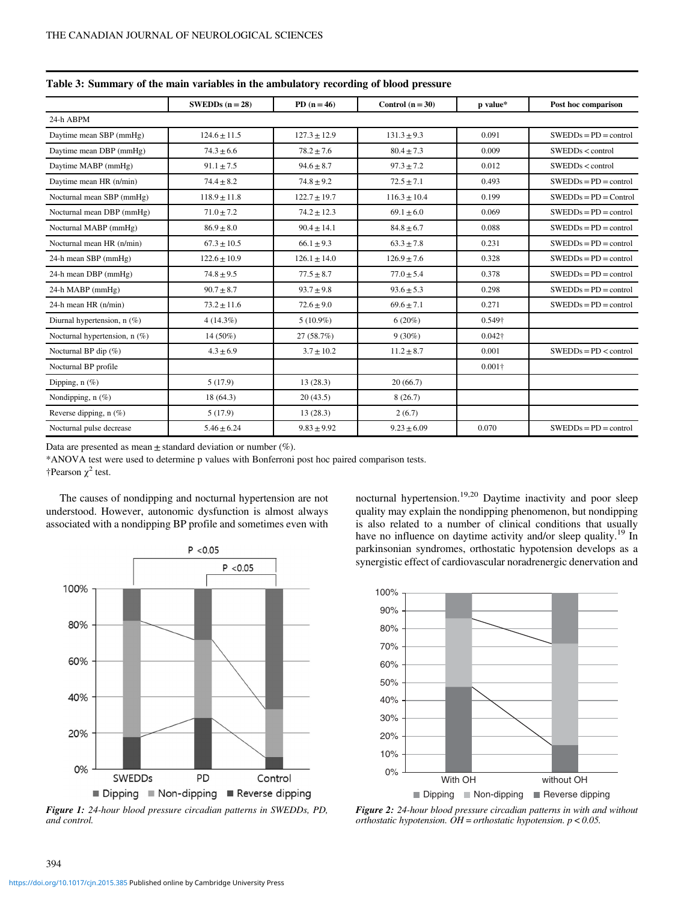**Table 3: Summary of the main variables in the ambulatory recording of blood pressure**

| | SWEDDs (n = 28) | PD (n = 46) | Control (n = 30) | p value* | Post hoc comparison |
|---|---|---|---|---|---|
| 24-h ABPM | | | | | |
| Daytime mean SBP (mmHg) | 124.6 ± 11.5 | 127.3 ± 12.9 | 131.3 ± 9.3 | 0.091 | SWEDDs = PD = control |
| Daytime mean DBP (mmHg) | 74.3 ± 6.6 | 78.2 ± 7.6 | 80.4 ± 7.3 | 0.009 | SWEDDs < control |
| Daytime MABP (mmHg) | 91.1 ± 7.5 | 94.6 ± 8.7 | 97.3 ± 7.2 | 0.012 | SWEDDs < control |
| Daytime mean HR (n/min) | 74.4 ± 8.2 | 74.8 ± 9.2 | 72.5 ± 7.1 | 0.493 | SWEDDs = PD = control |
| Nocturnal mean SBP (mmHg) | 118.9 ± 11.8 | 122.7 ± 19.7 | 116.3 ± 10.4 | 0.199 | SWEDDs = PD = Control |
| Nocturnal mean DBP (mmHg) | 71.0 ± 7.2 | 74.2 ± 12.3 | 69.1 ± 6.0 | 0.069 | SWEDDs = PD = control |
| Nocturnal MABP (mmHg) | 86.9 ± 8.0 | 90.4 ± 14.1 | 84.8 ± 6.7 | 0.088 | SWEDDs = PD = control |
| Nocturnal mean HR (n/min) | 67.3 ± 10.5 | 66.1 ± 9.3 | 63.3 ± 7.8 | 0.231 | SWEDDs = PD = control |
| 24-h mean SBP (mmHg) | 122.6 ± 10.9 | 126.1 ± 14.0 | 126.9 ± 7.6 | 0.328 | SWEDDs = PD = control |
| 24-h mean DBP (mmHg) | 74.8 ± 9.5 | 77.5 ± 8.7 | 77.0 ± 5.4 | 0.378 | SWEDDs = PD = control |
| 24-h MABP (mmHg) | 90.7 ± 8.7 | 93.7 ± 9.8 | 93.6 ± 5.3 | 0.298 | SWEDDs = PD = control |
| 24-h mean HR (n/min) | 73.2 ± 11.6 | 72.6 ± 9.0 | 69.6 ± 7.1 | 0.271 | SWEDDs = PD = control |
| Diurnal hypertension, n (%) | 4 (14.3%) | 5 (10.9%) | 6 (20%) | 0.549† | |
| Nocturnal hypertension, n (%) | 14 (50%) | 27 (58.7%) | 9 (30%) | 0.042† | |
| Nocturnal BP dip (%) | 4.3 ± 6.9 | 3.7 ± 10.2 | 11.2 ± 8.7 | 0.001 | SWEDDs = PD < control |
| Nocturnal BP profile | | | | 0.001† | |
| Dipping, n (%) | 5 (17.9) | 13 (28.3) | 20 (66.7) | | |
| Nondipping, n (%) | 18 (64.3) | 20 (43.5) | 8 (26.7) | | |
| Reverse dipping, n (%) | 5 (17.9) | 13 (28.3) | 2 (6.7) | | |
| Nocturnal pulse decrease | 5.46 ± 6.24 | 9.83 ± 9.92 | 9.23 ± 6.09 | 0.070 | SWEDDs = PD = control |

Data are presented as mean ± standard deviation or number (%).

*ANOVA test were used to determine p values with Bonferroni post hoc paired comparison tests.

†Pearson $\chi^2$ test.

The causes of nondipping and nocturnal hypertension are not understood. However, autonomic dysfunction is almost always associated with a nondipping BP profile and sometimes even with nocturnal hypertension.[19,20] Daytime inactivity and poor sleep quality may explain the nondipping phenomenon, but nondipping is also related to a number of clinical conditions that usually have no influence on daytime activity and/or sleep quality.[19] In parkinsonian syndromes, orthostatic hypotension develops as a synergistic effect of cardiovascular noradrenergic denervation and

*Figure 1: 24-hour blood pressure circadian patterns in SWEDDs, PD, and control.*

*Figure 2: 24-hour blood pressure circadian patterns in with and without orthostatic hypotension. OH = orthostatic hypotension. $p < 0.05$.*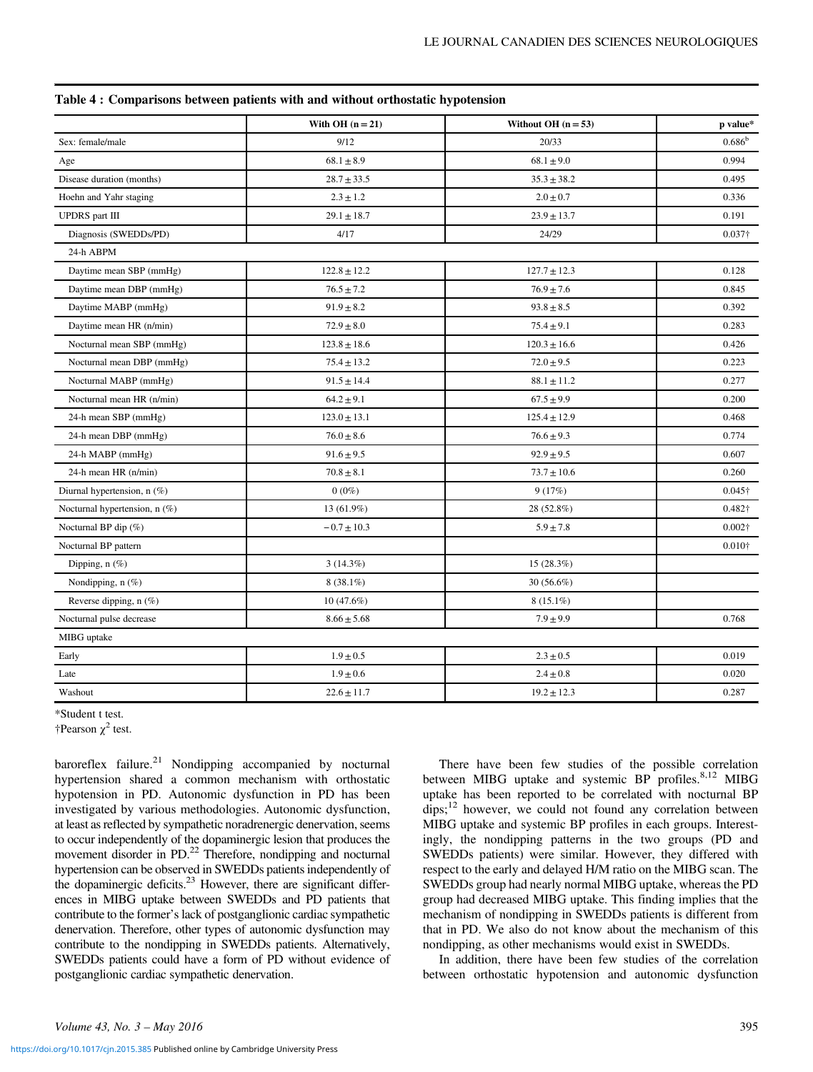**Table 4 : Comparisons between patients with and without orthostatic hypotension**

| | With OH (n = 21) | Without OH (n = 53) | p value* |
|---|---|---|---|
| Sex: female/male | 9/12 | 20/33 | 0.686[b] |
| Age | 68.1 ± 8.9 | 68.1 ± 9.0 | 0.994 |
| Disease duration (months) | 28.7 ± 33.5 | 35.3 ± 38.2 | 0.495 |
| Hoehn and Yahr staging | 2.3 ± 1.2 | 2.0 ± 0.7 | 0.336 |
| UPDRS part III | 29.1 ± 18.7 | 23.9 ± 13.7 | 0.191 |
| Diagnosis (SWEDDs/PD) | 4/17 | 24/29 | 0.037† |
| 24-h ABPM | | | |
| Daytime mean SBP (mmHg) | 122.8 ± 12.2 | 127.7 ± 12.3 | 0.128 |
| Daytime mean DBP (mmHg) | 76.5 ± 7.2 | 76.9 ± 7.6 | 0.845 |
| Daytime MABP (mmHg) | 91.9 ± 8.2 | 93.8 ± 8.5 | 0.392 |
| Daytime mean HR (n/min) | 72.9 ± 8.0 | 75.4 ± 9.1 | 0.283 |
| Nocturnal mean SBP (mmHg) | 123.8 ± 18.6 | 120.3 ± 16.6 | 0.426 |
| Nocturnal mean DBP (mmHg) | 75.4 ± 13.2 | 72.0 ± 9.5 | 0.223 |
| Nocturnal MABP (mmHg) | 91.5 ± 14.4 | 88.1 ± 11.2 | 0.277 |
| Nocturnal mean HR (n/min) | 64.2 ± 9.1 | 67.5 ± 9.9 | 0.200 |
| 24-h mean SBP (mmHg) | 123.0 ± 13.1 | 125.4 ± 12.9 | 0.468 |
| 24-h mean DBP (mmHg) | 76.0 ± 8.6 | 76.6 ± 9.3 | 0.774 |
| 24-h MABP (mmHg) | 91.6 ± 9.5 | 92.9 ± 9.5 | 0.607 |
| 24-h mean HR (n/min) | 70.8 ± 8.1 | 73.7 ± 10.6 | 0.260 |
| Diurnal hypertension, n (%) | 0 (0%) | 9 (17%) | 0.045† |
| Nocturnal hypertension, n (%) | 13 (61.9%) | 28 (52.8%) | 0.482† |
| Nocturnal BP dip (%) | −0.7 ± 10.3 | 5.9 ± 7.8 | 0.002† |
| Nocturnal BP pattern | | | 0.010† |
| Dipping, n (%) | 3 (14.3%) | 15 (28.3%) | |
| Nondipping, n (%) | 8 (38.1%) | 30 (56.6%) | |
| Reverse dipping, n (%) | 10 (47.6%) | 8 (15.1%) | |
| Nocturnal pulse decrease | 8.66 ± 5.68 | 7.9 ± 9.9 | 0.768 |
| MIBG uptake | | | |
| Early | 1.9 ± 0.5 | 2.3 ± 0.5 | 0.019 |
| Late | 1.9 ± 0.6 | 2.4 ± 0.8 | 0.020 |
| Washout | 22.6 ± 11.7 | 19.2 ± 12.3 | 0.287 |

*Student t test.

†Pearson $\chi^2$ test.

baroreflex failure.[21] Nondipping accompanied by nocturnal hypertension shared a common mechanism with orthostatic hypotension in PD. Autonomic dysfunction in PD has been investigated by various methodologies. Autonomic dysfunction, at least as reflected by sympathetic noradrenergic denervation, seems to occur independently of the dopaminergic lesion that produces the movement disorder in PD.[22] Therefore, nondipping and nocturnal hypertension can be observed in SWEDDs patients independently of the dopaminergic deficits.[23] However, there are significant differences in MIBG uptake between SWEDDs and PD patients that contribute to the former's lack of postganglionic cardiac sympathetic denervation. Therefore, other types of autonomic dysfunction may contribute to the nondipping in SWEDDs patients. Alternatively, SWEDDs patients could have a form of PD without evidence of postganglionic cardiac sympathetic denervation.

There have been few studies of the possible correlation between MIBG uptake and systemic BP profiles.[8,12] MIBG uptake has been reported to be correlated with nocturnal BP dips;[12] however, we could not found any correlation between MIBG uptake and systemic BP profiles in each groups. Interestingly, the nondipping patterns in the two groups (PD and SWEDDs patients) were similar. However, they differed with respect to the early and delayed H/M ratio on the MIBG scan. The SWEDDs group had nearly normal MIBG uptake, whereas the PD group had decreased MIBG uptake. This finding implies that the mechanism of nondipping in SWEDDs patients is different from that in PD. We also do not know about the mechanism of this nondipping, as other mechanisms would exist in SWEDDs.

In addition, there have been few studies of the correlation between orthostatic hypotension and autonomic dysfunction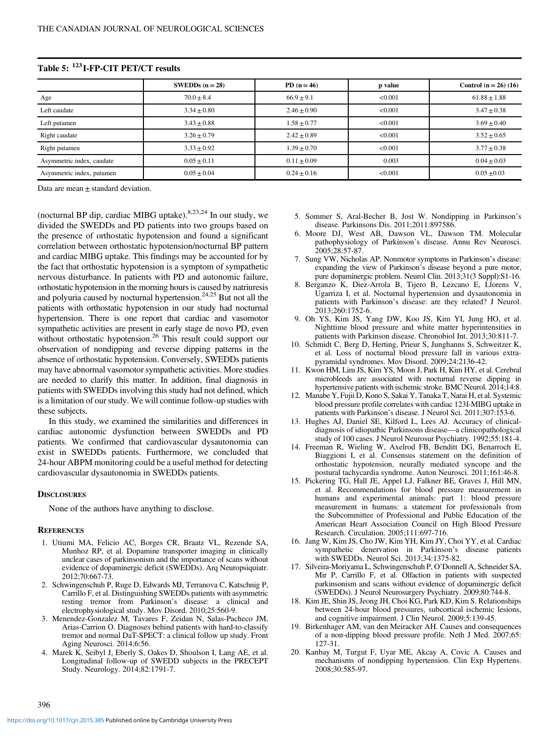**Table 5: $^{123}$I-FP-CIT PET/CT results**

| | SWEDDs (n = 28) | PD (n = 46) | p value | Control (n = 26) (16) |
|---|---|---|---|---|
| Age | 70.0 ± 8.4 | 66.9 ± 9.1 | <0.001 | 61.88 ± 1.88 |
| Left caudate | 3.34 ± 0.80 | 2.46 ± 0.90 | <0.001 | 3.47 ± 0.38 |
| Left putamen | 3.43 ± 0.88 | 1.58 ± 0.77 | <0.001 | 3.69 ± 0.40 |
| Right caudate | 3.26 ± 0.79 | 2.42 ± 0.89 | <0.001 | 3.52 ± 0.65 |
| Right putamen | 3.33 ± 0.92 | 1.39 ± 0.70 | <0.001 | 3.77 ± 0.38 |
| Asymmetric index, caudate | 0.05 ± 0.11 | 0.11 ± 0.09 | 0.003 | 0.04 ± 0.03 |
| Asymmetric index, putamen | 0.05 ± 0.04 | 0.24 ± 0.16 | <0.001 | 0.05 ±0.03 |

Data are mean ± standard deviation.

(nocturnal BP dip, cardiac MIBG uptake).[8,23,24] In our study, we divided the SWEDDs and PD patients into two groups based on the presence of orthostatic hypotension and found a significant correlation between orthostatic hypotension/nocturnal BP pattern and cardiac MIBG uptake. This findings may be accounted for by the fact that orthostatic hypotension is a symptom of sympathetic nervous disturbance. In patients with PD and autonomic failure, orthostatic hypotension in the morning hours is caused by natriuresis and polyuria caused by nocturnal hypertension.[24,25] But not all the patients with orthostatic hypotension in our study had nocturnal hypertension. There is one report that cardiac and vasomotor sympathetic activities are present in early stage de novo PD, even without orthostatic hypotension.[26] This result could support our observation of nondipping and reverse dipping patterns in the absence of orthostatic hypotension. Conversely, SWEDDs patients may have abnormal vasomotor sympathetic activities. More studies are needed to clarify this matter. In addition, final diagnosis in patients with SWEDDs involving this study had not defined, which is a limitation of our study. We will continue follow-up studies with these subjects.

In this study, we examined the similarities and differences in cardiac autonomic dysfunction between SWEDDs and PD patients. We confirmed that cardiovascular dysautonomia can exist in SWEDDs patients. Furthermore, we concluded that 24-hour ABPM monitoring could be a useful method for detecting cardiovascular dysautonomia in SWEDDs patients.

## Disclosures

None of the authors have anything to disclose.

## References

1. Utiumi MA, Felicio AC, Borges CR, Braatz VL, Rezende SA, Munhoz RP, et al. Dopamine transporter imaging in clinically unclear cases of parkinsonism and the importance of scans without evidence of dopaminergic deficit (SWEDDs). Arq Neuropsiquiatr. 2012;70:667-73.
2. Schwingenschuh P, Ruge D, Edwards MJ, Terranova C, Katschnig P, Carrillo F, et al. Distinguishing SWEDDs patients with asymmetric resting tremor from Parkinson's disease: a clinical and electrophysiological study. Mov Disord. 2010;25:560-9.
3. Menendez-Gonzalez M, Tavares F, Zeidan N, Salas-Pacheco JM, Arias-Carrion O. Diagnoses behind patients with hard-to-classify tremor and normal DaT-SPECT: a clinical follow up study. Front Aging Neurosci. 2014;6:56.
4. Marek K, Seibyl J, Eberly S, Oakes D, Shoulson I, Lang AE, et al. Longitudinal follow-up of SWEDD subjects in the PRECEPT Study. Neurology. 2014;82:1791-7.
5. Sommer S, Aral-Becher B, Jost W. Nondipping in Parkinson's disease. Parkinsons Dis. 2011;2011:897586.
6. Moore DJ, West AB, Dawson VL, Dawson TM. Molecular pathophysiology of Parkinson's disease. Annu Rev Neurosci. 2005;28:57-87.
7. Sung VW, Nicholas AP. Nonmotor symptoms in Parkinson's disease: expanding the view of Parkinson's disease beyond a pure motor, pure dopaminergic problem. Neurol Clin. 2013;31(3 Suppl):S1-16.
8. Berganzo K, Diez-Arrola B, Tijero B, Lezcano E, Llorens V, Ugarriza I, et al. Nocturnal hypertension and dysautonomia in patients with Parkinson's disease: are they related? J Neurol. 2013;260:1752-6.
9. Oh YS, Kim JS, Yang DW, Koo JS, Kim YI, Jung HO, et al. Nighttime blood pressure and white matter hyperintensities in patients with Parkinson disease. Chronobiol Int. 2013;30:811-7.
10. Schmidt C, Berg D, Herting, Prieur S, Junghanns S, Schweitzer K, et al. Loss of nocturnal blood pressure fall in various extrapyramidal syndromes. Mov Disord. 2009;24:2136-42.
11. Kwon HM, Lim JS, Kim YS, Moon J, Park H, Kim HY, et al. Cerebral microbleeds are associated with nocturnal reverse dipping in hypertensive patients with ischemic stroke. BMC Neurol. 2014;14:8.
12. Manabe Y, Fujii D, Kono S, Sakai Y, Tanaka T, Narai H, et al. Systemic blood pressure profile correlates with cardiac 123I-MIBG uptake in patients with Parkinson's disease. J Neurol Sci. 2011;307:153-6.
13. Hughes AJ, Daniel SE, Kilford L, Lees AJ. Accuracy of clinical-diagnosis of idiopathic Parkinsons disease—a clinicopathological study of 100 cases. J Neurol Neurosur Psychiatry. 1992;55:181-4.
14. Freeman R, Wieling W, Axelrod FB, Benditt DG, Benarroch E, Biaggioni I, et al. Consensus statement on the definition of orthostatic hypotension, neurally mediated syncope and the postural tachycardia syndrome. Auton Neurosci. 2011;161:46-8.
15. Pickering TG, Hall JE, Appel LJ, Falkner BE, Graves J, Hill MN, et al. Recommendations for blood pressure measurement in humans and experimental animals: part 1: blood pressure measurement in humans: a statement for professionals from the Subcommittee of Professional and Public Education of the American Heart Association Council on High Blood Pressure Research. Circulation. 2005;111:697-716.
16. Jang W, Kim JS, Cho JW, Kim YH, Kim JY, Choi YY, et al. Cardiac sympathetic denervation in Parkinson's disease patients with SWEDDs. Neurol Sci. 2013;34:1375-82.
17. Silveira-Moriyama L, Schwingenschuh P, O'Donnell A, Schneider SA, Mir P, Carrillo F, et al. Olfaction in patients with suspected parkinsonism and scans without evidence of dopaminergic deficit (SWEDDs). J Neurol Neurosurgery Psychiatry. 2009;80:744-8.
18. Kim JE, Shin JS, Jeong JH, Choi KG, Park KD, Kim S. Relationships between 24-hour blood pressures, subcortical ischemic lesions, and cognitive impairment. J Clin Neurol. 2009;5:139-45.
19. Birkenhager AM, van den Meiracker AH. Causes and consequences of a non-dipping blood pressure profile. Neth J Med. 2007;65: 127-31.
20. Kanbay M, Turgut F, Uyar ME, Akcay A, Covic A. Causes and mechanisms of nondipping hypertension. Clin Exp Hypertens. 2008;30:585-97.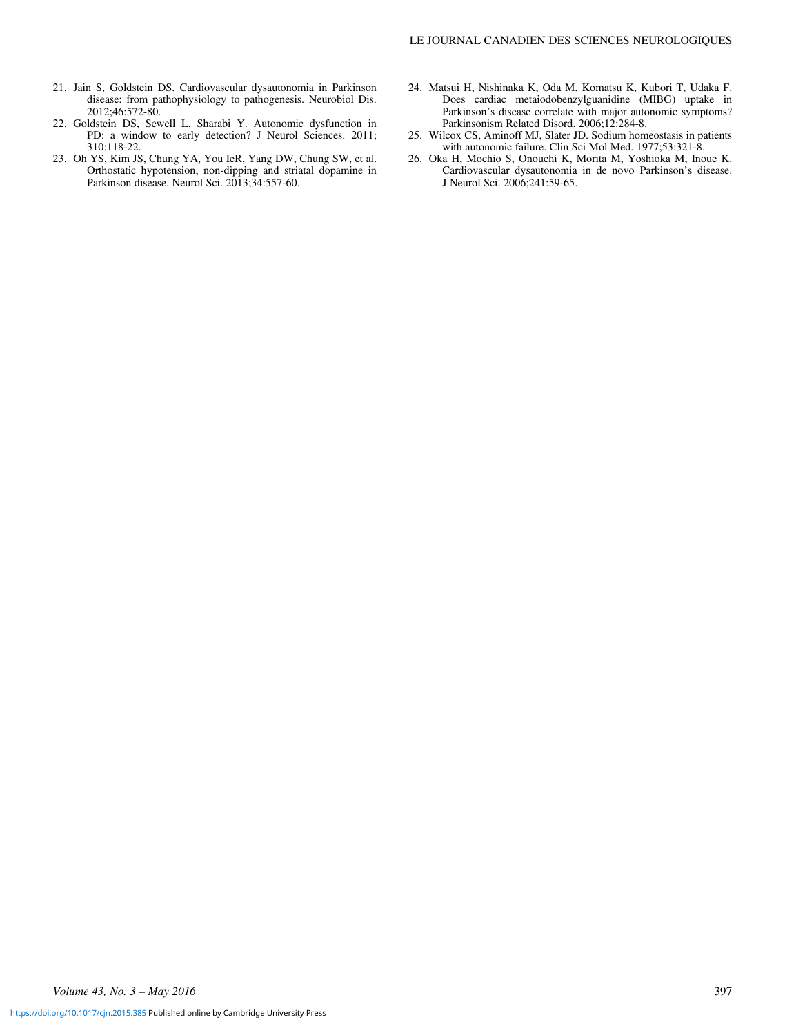21. Jain S, Goldstein DS. Cardiovascular dysautonomia in Parkinson disease: from pathophysiology to pathogenesis. Neurobiol Dis. 2012;46:572-80.
22. Goldstein DS, Sewell L, Sharabi Y. Autonomic dysfunction in PD: a window to early detection? J Neurol Sciences. 2011; 310:118-22.
23. Oh YS, Kim JS, Chung YA, You IeR, Yang DW, Chung SW, et al. Orthostatic hypotension, non-dipping and striatal dopamine in Parkinson disease. Neurol Sci. 2013;34:557-60.
24. Matsui H, Nishinaka K, Oda M, Komatsu K, Kubori T, Udaka F. Does cardiac metaiodobenzylguanidine (MIBG) uptake in Parkinson's disease correlate with major autonomic symptoms? Parkinsonism Related Disord. 2006;12:284-8.
25. Wilcox CS, Aminoff MJ, Slater JD. Sodium homeostasis in patients with autonomic failure. Clin Sci Mol Med. 1977;53:321-8.
26. Oka H, Mochio S, Onouchi K, Morita M, Yoshioka M, Inoue K. Cardiovascular dysautonomia in de novo Parkinson's disease. J Neurol Sci. 2006;241:59-65.